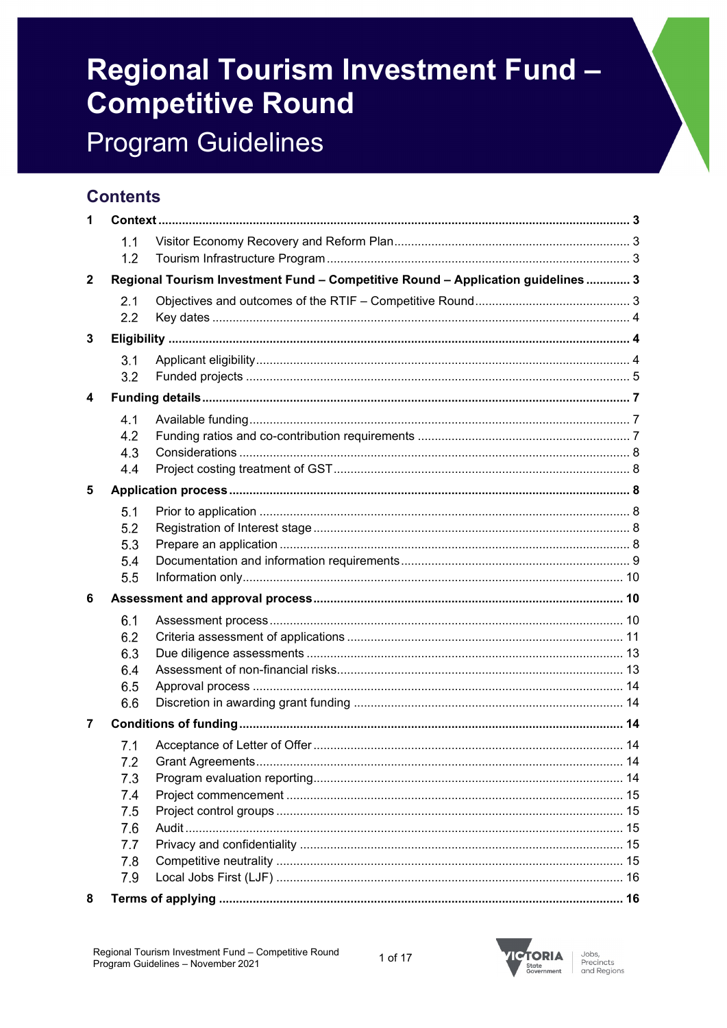# Regional Tourism Investment Fund – Competitive Round

## Program Guidelines

## Contents

**1 Context** ... 3

- 1.1 Visitor Economy Recovery and Reform Plan ... 3
- 1.2 Tourism Infrastructure Program ... 3

**2 Regional Tourism Investment Fund – Competitive Round – Application guidelines** ... 3

- 2.1 Objectives and outcomes of the RTIF – Competitive Round ... 3
- 2.2 Key dates ... 4

**3 Eligibility** ... 4

- 3.1 Applicant eligibility ... 4
- 3.2 Funded projects ... 5

**4 Funding details** ... 7

- 4.1 Available funding ... 7
- 4.2 Funding ratios and co-contribution requirements ... 7
- 4.3 Considerations ... 8
- 4.4 Project costing treatment of GST ... 8

**5 Application process** ... 8

- 5.1 Prior to application ... 8
- 5.2 Registration of Interest stage ... 8
- 5.3 Prepare an application ... 8
- 5.4 Documentation and information requirements ... 9
- 5.5 Information only ... 10

**6 Assessment and approval process** ... 10

- 6.1 Assessment process ... 10
- 6.2 Criteria assessment of applications ... 11
- 6.3 Due diligence assessments ... 13
- 6.4 Assessment of non-financial risks ... 13
- 6.5 Approval process ... 14
- 6.6 Discretion in awarding grant funding ... 14

**7 Conditions of funding** ... 14

- 7.1 Acceptance of Letter of Offer ... 14
- 7.2 Grant Agreements ... 14
- 7.3 Program evaluation reporting ... 14
- 7.4 Project commencement ... 15
- 7.5 Project control groups ... 15
- 7.6 Audit ... 15
- 7.7 Privacy and confidentiality ... 15
- 7.8 Competitive neutrality ... 15
- 7.9 Local Jobs First (LJF) ... 16

**8 Terms of applying** ... 16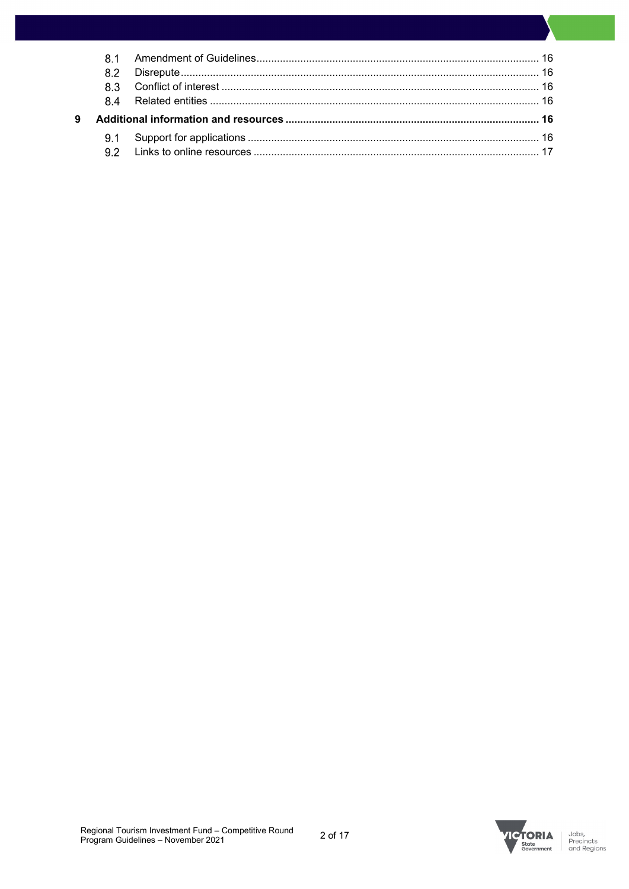8.1 Amendment of Guidelines ... 16
8.2 Disrepute ... 16
8.3 Conflict of interest ... 16
8.4 Related entities ... 16

**9 Additional information and resources ... 16**

9.1 Support for applications ... 16
9.2 Links to online resources ... 17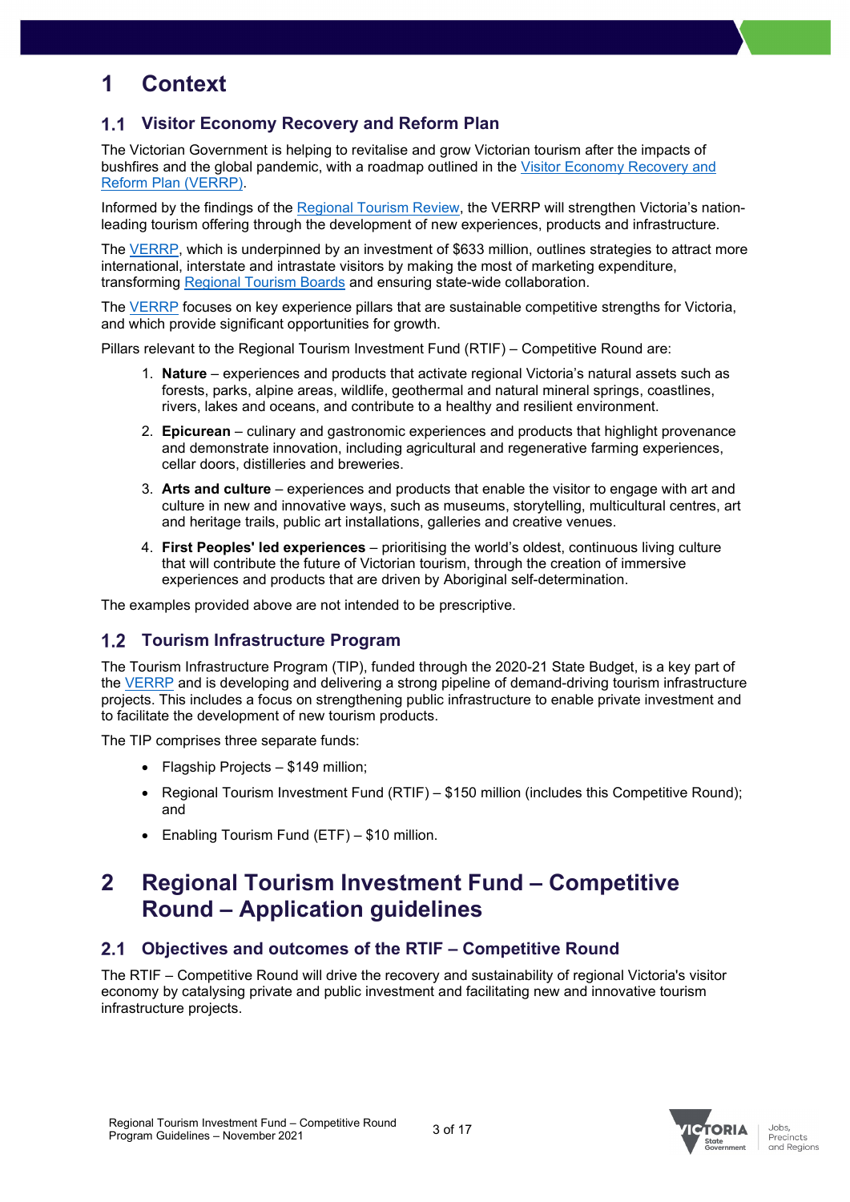# 1 Context

## 1.1 Visitor Economy Recovery and Reform Plan

The Victorian Government is helping to revitalise and grow Victorian tourism after the impacts of bushfires and the global pandemic, with a roadmap outlined in the Visitor Economy Recovery and Reform Plan (VERRP).

Informed by the findings of the Regional Tourism Review, the VERRP will strengthen Victoria's nation-leading tourism offering through the development of new experiences, products and infrastructure.

The VERRP, which is underpinned by an investment of $633 million, outlines strategies to attract more international, interstate and intrastate visitors by making the most of marketing expenditure, transforming Regional Tourism Boards and ensuring state-wide collaboration.

The VERRP focuses on key experience pillars that are sustainable competitive strengths for Victoria, and which provide significant opportunities for growth.

Pillars relevant to the Regional Tourism Investment Fund (RTIF) – Competitive Round are:

1. **Nature** – experiences and products that activate regional Victoria's natural assets such as forests, parks, alpine areas, wildlife, geothermal and natural mineral springs, coastlines, rivers, lakes and oceans, and contribute to a healthy and resilient environment.
2. **Epicurean** – culinary and gastronomic experiences and products that highlight provenance and demonstrate innovation, including agricultural and regenerative farming experiences, cellar doors, distilleries and breweries.
3. **Arts and culture** – experiences and products that enable the visitor to engage with art and culture in new and innovative ways, such as museums, storytelling, multicultural centres, art and heritage trails, public art installations, galleries and creative venues.
4. **First Peoples' led experiences** – prioritising the world's oldest, continuous living culture that will contribute the future of Victorian tourism, through the creation of immersive experiences and products that are driven by Aboriginal self-determination.

The examples provided above are not intended to be prescriptive.

## 1.2 Tourism Infrastructure Program

The Tourism Infrastructure Program (TIP), funded through the 2020-21 State Budget, is a key part of the VERRP and is developing and delivering a strong pipeline of demand-driving tourism infrastructure projects. This includes a focus on strengthening public infrastructure to enable private investment and to facilitate the development of new tourism products.

The TIP comprises three separate funds:

- Flagship Projects – $149 million;
- Regional Tourism Investment Fund (RTIF) – $150 million (includes this Competitive Round); and
- Enabling Tourism Fund (ETF) – $10 million.

# 2 Regional Tourism Investment Fund – Competitive Round – Application guidelines

## 2.1 Objectives and outcomes of the RTIF – Competitive Round

The RTIF – Competitive Round will drive the recovery and sustainability of regional Victoria's visitor economy by catalysing private and public investment and facilitating new and innovative tourism infrastructure projects.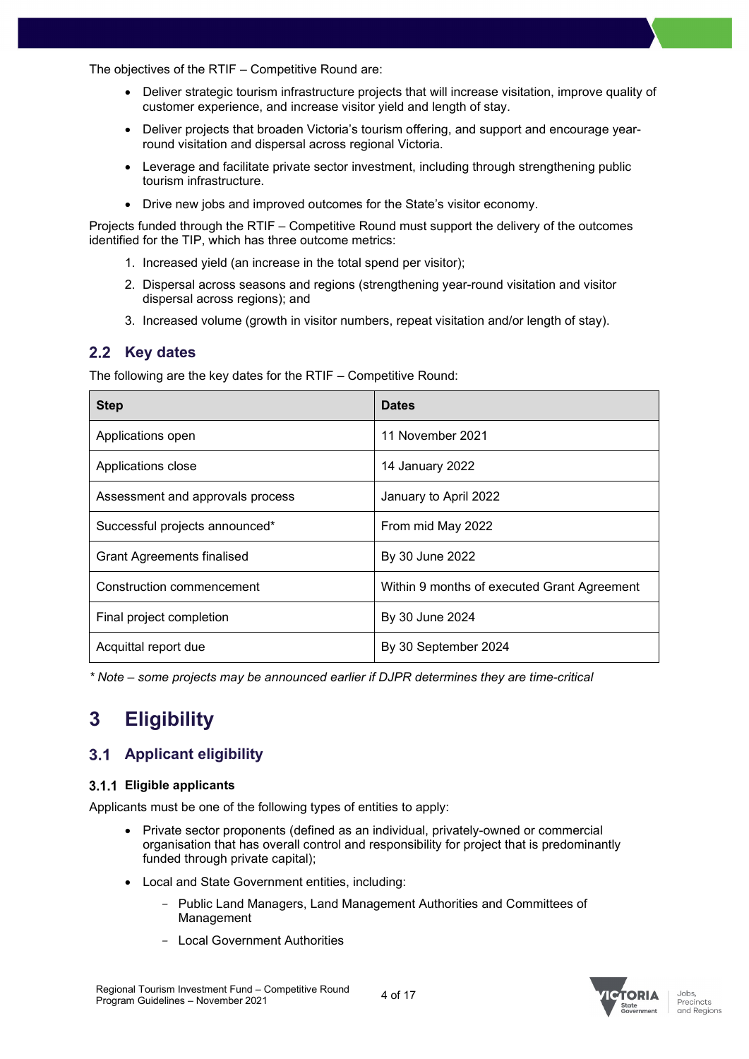The objectives of the RTIF – Competitive Round are:

- Deliver strategic tourism infrastructure projects that will increase visitation, improve quality of customer experience, and increase visitor yield and length of stay.
- Deliver projects that broaden Victoria's tourism offering, and support and encourage year-round visitation and dispersal across regional Victoria.
- Leverage and facilitate private sector investment, including through strengthening public tourism infrastructure.
- Drive new jobs and improved outcomes for the State's visitor economy.

Projects funded through the RTIF – Competitive Round must support the delivery of the outcomes identified for the TIP, which has three outcome metrics:

1. Increased yield (an increase in the total spend per visitor);
2. Dispersal across seasons and regions (strengthening year-round visitation and visitor dispersal across regions); and
3. Increased volume (growth in visitor numbers, repeat visitation and/or length of stay).

## 2.2 Key dates

The following are the key dates for the RTIF – Competitive Round:

| Step | Dates |
|---|---|
| Applications open | 11 November 2021 |
| Applications close | 14 January 2022 |
| Assessment and approvals process | January to April 2022 |
| Successful projects announced* | From mid May 2022 |
| Grant Agreements finalised | By 30 June 2022 |
| Construction commencement | Within 9 months of executed Grant Agreement |
| Final project completion | By 30 June 2024 |
| Acquittal report due | By 30 September 2024 |

*\* Note – some projects may be announced earlier if DJPR determines they are time-critical*

# 3 Eligibility

## 3.1 Applicant eligibility

### 3.1.1 Eligible applicants

Applicants must be one of the following types of entities to apply:

- Private sector proponents (defined as an individual, privately-owned or commercial organisation that has overall control and responsibility for project that is predominantly funded through private capital);
- Local and State Government entities, including:
  - Public Land Managers, Land Management Authorities and Committees of Management
  - Local Government Authorities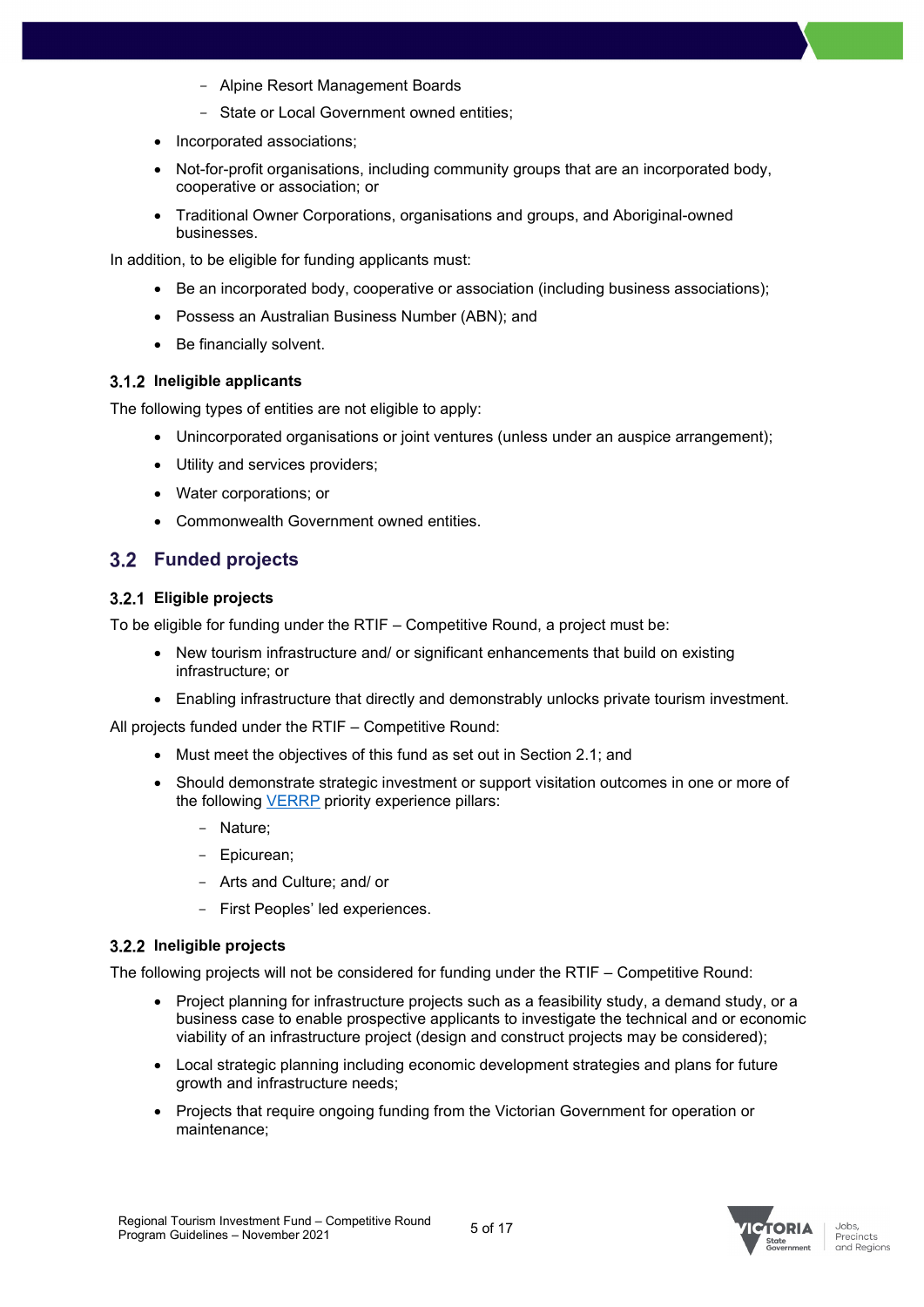- Alpine Resort Management Boards
  - State or Local Government owned entities;
- Incorporated associations;
- Not-for-profit organisations, including community groups that are an incorporated body, cooperative or association; or
- Traditional Owner Corporations, organisations and groups, and Aboriginal-owned businesses.

In addition, to be eligible for funding applicants must:

- Be an incorporated body, cooperative or association (including business associations);
- Possess an Australian Business Number (ABN); and
- Be financially solvent.

### 3.1.2 Ineligible applicants

The following types of entities are not eligible to apply:

- Unincorporated organisations or joint ventures (unless under an auspice arrangement);
- Utility and services providers;
- Water corporations; or
- Commonwealth Government owned entities.

## 3.2 Funded projects

### 3.2.1 Eligible projects

To be eligible for funding under the RTIF – Competitive Round, a project must be:

- New tourism infrastructure and/ or significant enhancements that build on existing infrastructure; or
- Enabling infrastructure that directly and demonstrably unlocks private tourism investment.

All projects funded under the RTIF – Competitive Round:

- Must meet the objectives of this fund as set out in Section 2.1; and
- Should demonstrate strategic investment or support visitation outcomes in one or more of the following VERRP priority experience pillars:
  - Nature;
  - Epicurean;
  - Arts and Culture; and/ or
  - First Peoples' led experiences.

### 3.2.2 Ineligible projects

The following projects will not be considered for funding under the RTIF – Competitive Round:

- Project planning for infrastructure projects such as a feasibility study, a demand study, or a business case to enable prospective applicants to investigate the technical and or economic viability of an infrastructure project (design and construct projects may be considered);
- Local strategic planning including economic development strategies and plans for future growth and infrastructure needs;
- Projects that require ongoing funding from the Victorian Government for operation or maintenance;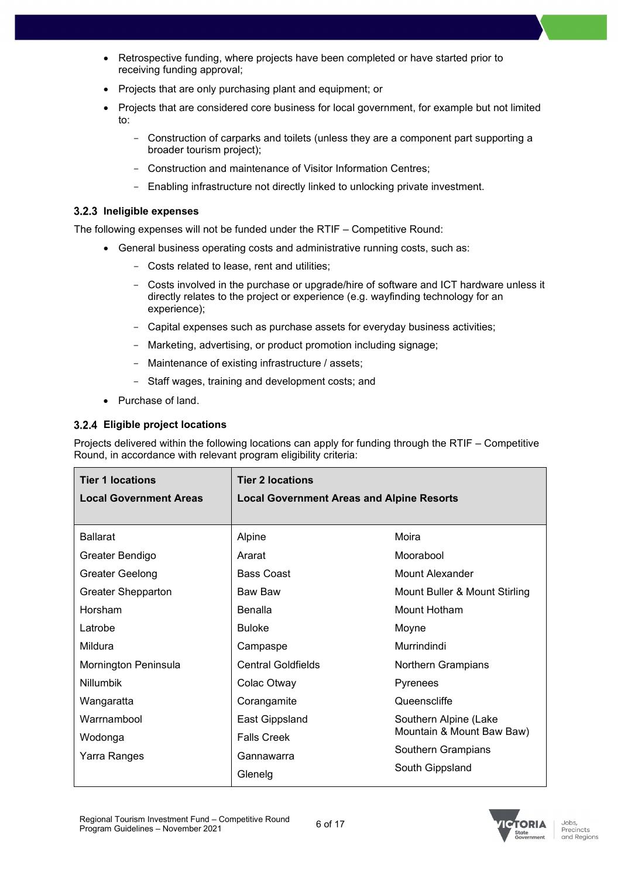- Retrospective funding, where projects have been completed or have started prior to receiving funding approval;
- Projects that are only purchasing plant and equipment; or
- Projects that are considered core business for local government, for example but not limited to:
  - Construction of carparks and toilets (unless they are a component part supporting a broader tourism project);
  - Construction and maintenance of Visitor Information Centres;
  - Enabling infrastructure not directly linked to unlocking private investment.

### 3.2.3 Ineligible expenses

The following expenses will not be funded under the RTIF – Competitive Round:

- General business operating costs and administrative running costs, such as:
  - Costs related to lease, rent and utilities;
  - Costs involved in the purchase or upgrade/hire of software and ICT hardware unless it directly relates to the project or experience (e.g. wayfinding technology for an experience);
  - Capital expenses such as purchase assets for everyday business activities;
  - Marketing, advertising, or product promotion including signage;
  - Maintenance of existing infrastructure / assets;
  - Staff wages, training and development costs; and
- Purchase of land.

### 3.2.4 Eligible project locations

Projects delivered within the following locations can apply for funding through the RTIF – Competitive Round, in accordance with relevant program eligibility criteria:

| **Tier 1 locations**<br>**Local Government Areas** | **Tier 2 locations**<br>**Local Government Areas and Alpine Resorts** | |
|---|---|---|
| Ballarat | Alpine | Moira |
| Greater Bendigo | Ararat | Moorabool |
| Greater Geelong | Bass Coast | Mount Alexander |
| Greater Shepparton | Baw Baw | Mount Buller & Mount Stirling |
| Horsham | Benalla | Mount Hotham |
| Latrobe | Buloke | Moyne |
| Mildura | Campaspe | Murrindindi |
| Mornington Peninsula | Central Goldfields | Northern Grampians |
| Nillumbik | Colac Otway | Pyrenees |
| Wangaratta | Corangamite | Queenscliffe |
| Warrnambool | East Gippsland | Southern Alpine (Lake Mountain & Mount Baw Baw) |
| Wodonga | Falls Creek | Southern Grampians |
| Yarra Ranges | Gannawarra | South Gippsland |
| | Glenelg | |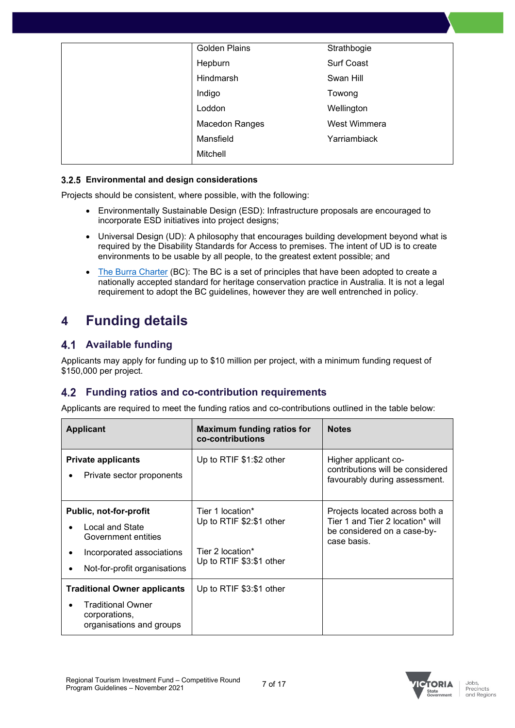| | | |
|---|---|---|
| | Golden Plains | Strathbogie |
| | Hepburn | Surf Coast |
| | Hindmarsh | Swan Hill |
| | Indigo | Towong |
| | Loddon | Wellington |
| | Macedon Ranges | West Wimmera |
| | Mansfield | Yarriambiack |
| | Mitchell | |

### 3.2.5 Environmental and design considerations

Projects should be consistent, where possible, with the following:

- Environmentally Sustainable Design (ESD): Infrastructure proposals are encouraged to incorporate ESD initiatives into project designs;
- Universal Design (UD): A philosophy that encourages building development beyond what is required by the Disability Standards for Access to premises. The intent of UD is to create environments to be usable by all people, to the greatest extent possible; and
- The Burra Charter (BC): The BC is a set of principles that have been adopted to create a nationally accepted standard for heritage conservation practice in Australia. It is not a legal requirement to adopt the BC guidelines, however they are well entrenched in policy.

# 4 Funding details

## 4.1 Available funding

Applicants may apply for funding up to $10 million per project, with a minimum funding request of $150,000 per project.

## 4.2 Funding ratios and co-contribution requirements

Applicants are required to meet the funding ratios and co-contributions outlined in the table below:

| Applicant | Maximum funding ratios for co-contributions | Notes |
|---|---|---|
| **Private applicants**<br>• Private sector proponents | Up to RTIF $1:$2 other | Higher applicant co-contributions will be considered favourably during assessment. |
| **Public, not-for-profit**<br>• Local and State Government entities<br>• Incorporated associations<br>• Not-for-profit organisations | Tier 1 location*<br>Up to RTIF $2:$1 other<br><br>Tier 2 location*<br>Up to RTIF $3:$1 other | Projects located across both a Tier 1 and Tier 2 location* will be considered on a case-by-case basis. |
| **Traditional Owner applicants**<br>• Traditional Owner corporations, organisations and groups | Up to RTIF $3:$1 other | |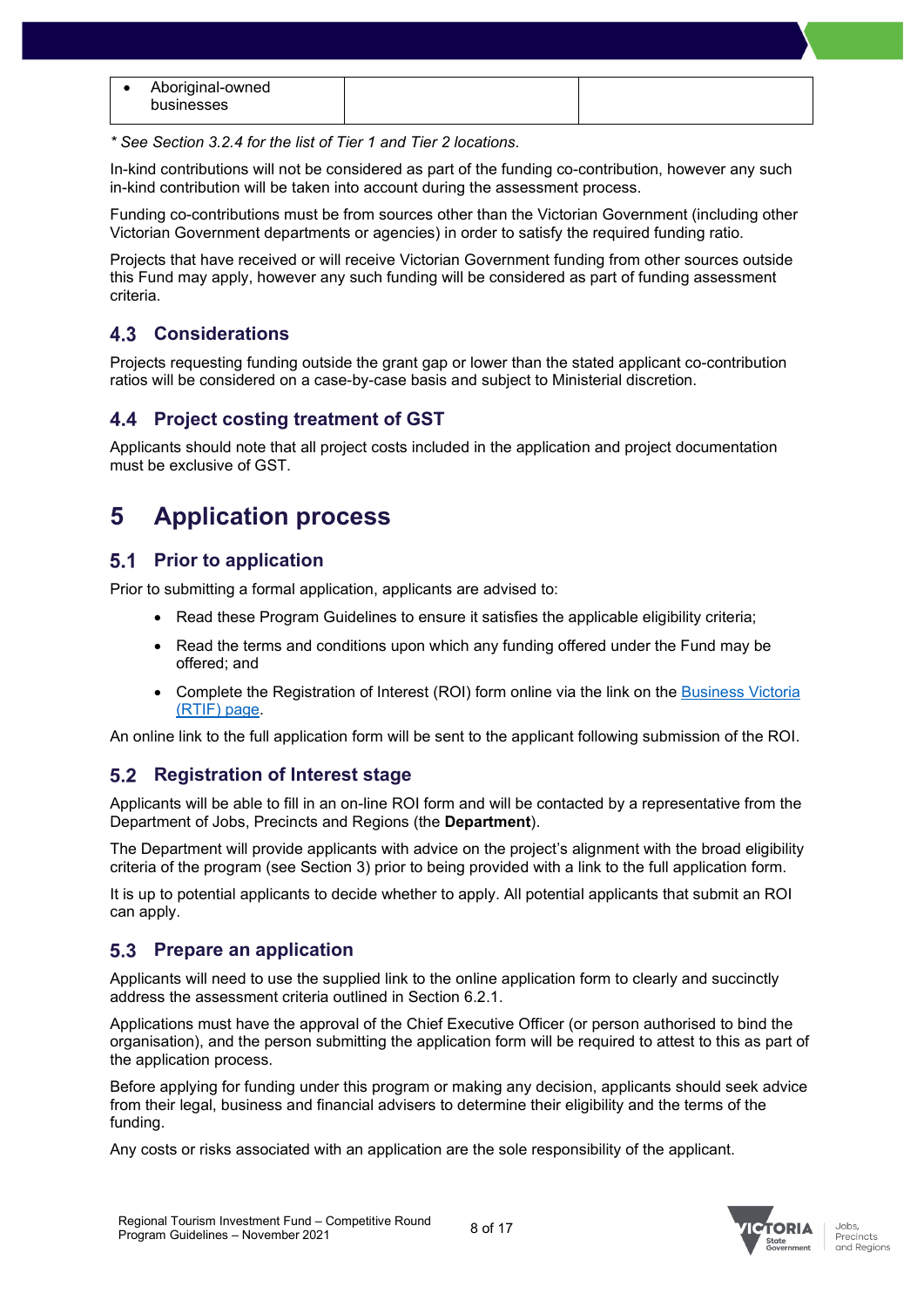| • Aboriginal-owned businesses | | |
|---|---|---|

*\* See Section 3.2.4 for the list of Tier 1 and Tier 2 locations.*

In-kind contributions will not be considered as part of the funding co-contribution, however any such in-kind contribution will be taken into account during the assessment process.

Funding co-contributions must be from sources other than the Victorian Government (including other Victorian Government departments or agencies) in order to satisfy the required funding ratio.

Projects that have received or will receive Victorian Government funding from other sources outside this Fund may apply, however any such funding will be considered as part of funding assessment criteria.

## 4.3 Considerations

Projects requesting funding outside the grant gap or lower than the stated applicant co-contribution ratios will be considered on a case-by-case basis and subject to Ministerial discretion.

## 4.4 Project costing treatment of GST

Applicants should note that all project costs included in the application and project documentation must be exclusive of GST.

# 5 Application process

## 5.1 Prior to application

Prior to submitting a formal application, applicants are advised to:

- Read these Program Guidelines to ensure it satisfies the applicable eligibility criteria;
- Read the terms and conditions upon which any funding offered under the Fund may be offered; and
- Complete the Registration of Interest (ROI) form online via the link on the [Business Victoria (RTIF) page](#).

An online link to the full application form will be sent to the applicant following submission of the ROI.

## 5.2 Registration of Interest stage

Applicants will be able to fill in an on-line ROI form and will be contacted by a representative from the Department of Jobs, Precincts and Regions (the **Department**).

The Department will provide applicants with advice on the project's alignment with the broad eligibility criteria of the program (see Section 3) prior to being provided with a link to the full application form.

It is up to potential applicants to decide whether to apply. All potential applicants that submit an ROI can apply.

## 5.3 Prepare an application

Applicants will need to use the supplied link to the online application form to clearly and succinctly address the assessment criteria outlined in Section 6.2.1.

Applications must have the approval of the Chief Executive Officer (or person authorised to bind the organisation), and the person submitting the application form will be required to attest to this as part of the application process.

Before applying for funding under this program or making any decision, applicants should seek advice from their legal, business and financial advisers to determine their eligibility and the terms of the funding.

Any costs or risks associated with an application are the sole responsibility of the applicant.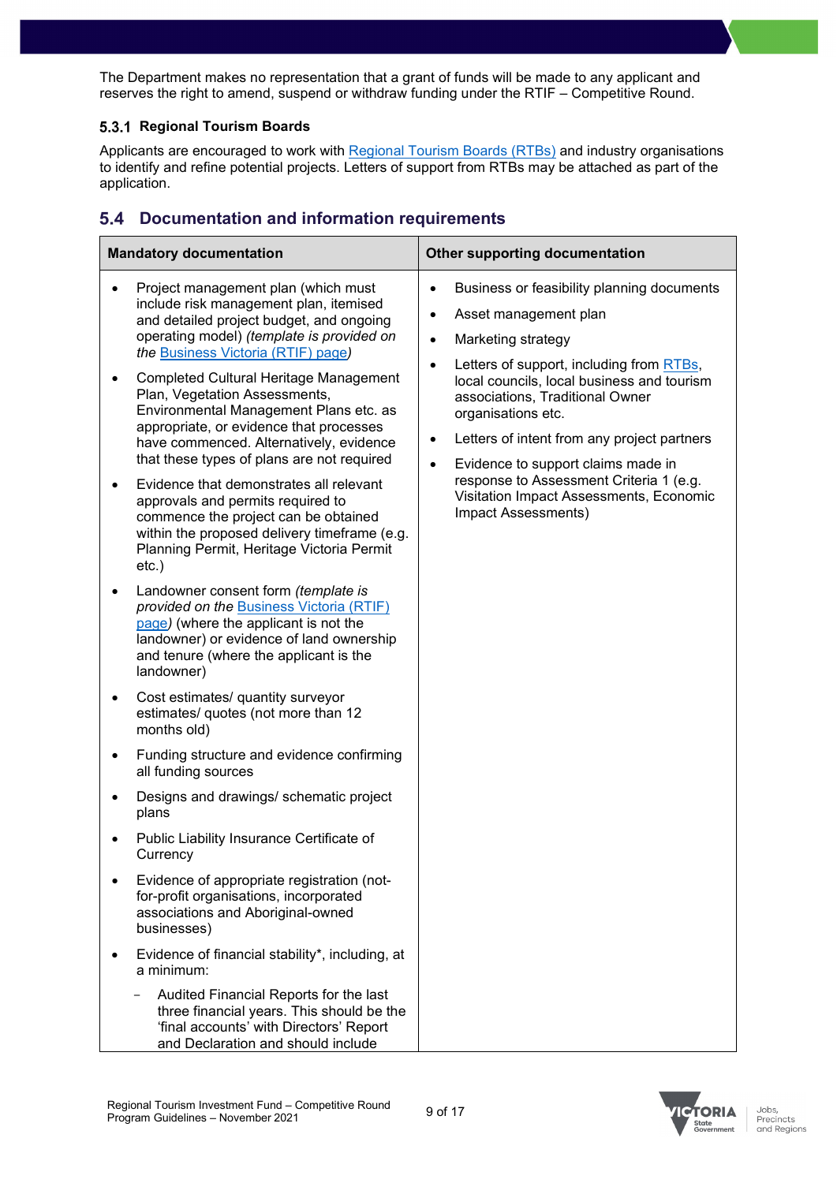The Department makes no representation that a grant of funds will be made to any applicant and reserves the right to amend, suspend or withdraw funding under the RTIF – Competitive Round.

### 5.3.1 Regional Tourism Boards

Applicants are encouraged to work with Regional Tourism Boards (RTBs) and industry organisations to identify and refine potential projects. Letters of support from RTBs may be attached as part of the application.

## 5.4 Documentation and information requirements

| Mandatory documentation | Other supporting documentation |
|---|---|
| • Project management plan (which must include risk management plan, itemised and detailed project budget, and ongoing operating model) *(template is provided on the* Business Victoria (RTIF) page*)*<br>• Completed Cultural Heritage Management Plan, Vegetation Assessments, Environmental Management Plans etc. as appropriate, or evidence that processes have commenced. Alternatively, evidence that these types of plans are not required<br>• Evidence that demonstrates all relevant approvals and permits required to commence the project can be obtained within the proposed delivery timeframe (e.g. Planning Permit, Heritage Victoria Permit etc.)<br>• Landowner consent form *(template is provided on the* Business Victoria (RTIF) page*)* (where the applicant is not the landowner) or evidence of land ownership and tenure (where the applicant is the landowner)<br>• Cost estimates/ quantity surveyor estimates/ quotes (not more than 12 months old)<br>• Funding structure and evidence confirming all funding sources<br>• Designs and drawings/ schematic project plans<br>• Public Liability Insurance Certificate of Currency<br>• Evidence of appropriate registration (not-for-profit organisations, incorporated associations and Aboriginal-owned businesses)<br>• Evidence of financial stability*, including, at a minimum:<br>  – Audited Financial Reports for the last three financial years. This should be the 'final accounts' with Directors' Report and Declaration and should include | • Business or feasibility planning documents<br>• Asset management plan<br>• Marketing strategy<br>• Letters of support, including from RTBs, local councils, local business and tourism associations, Traditional Owner organisations etc.<br>• Letters of intent from any project partners<br>• Evidence to support claims made in response to Assessment Criteria 1 (e.g. Visitation Impact Assessments, Economic Impact Assessments) |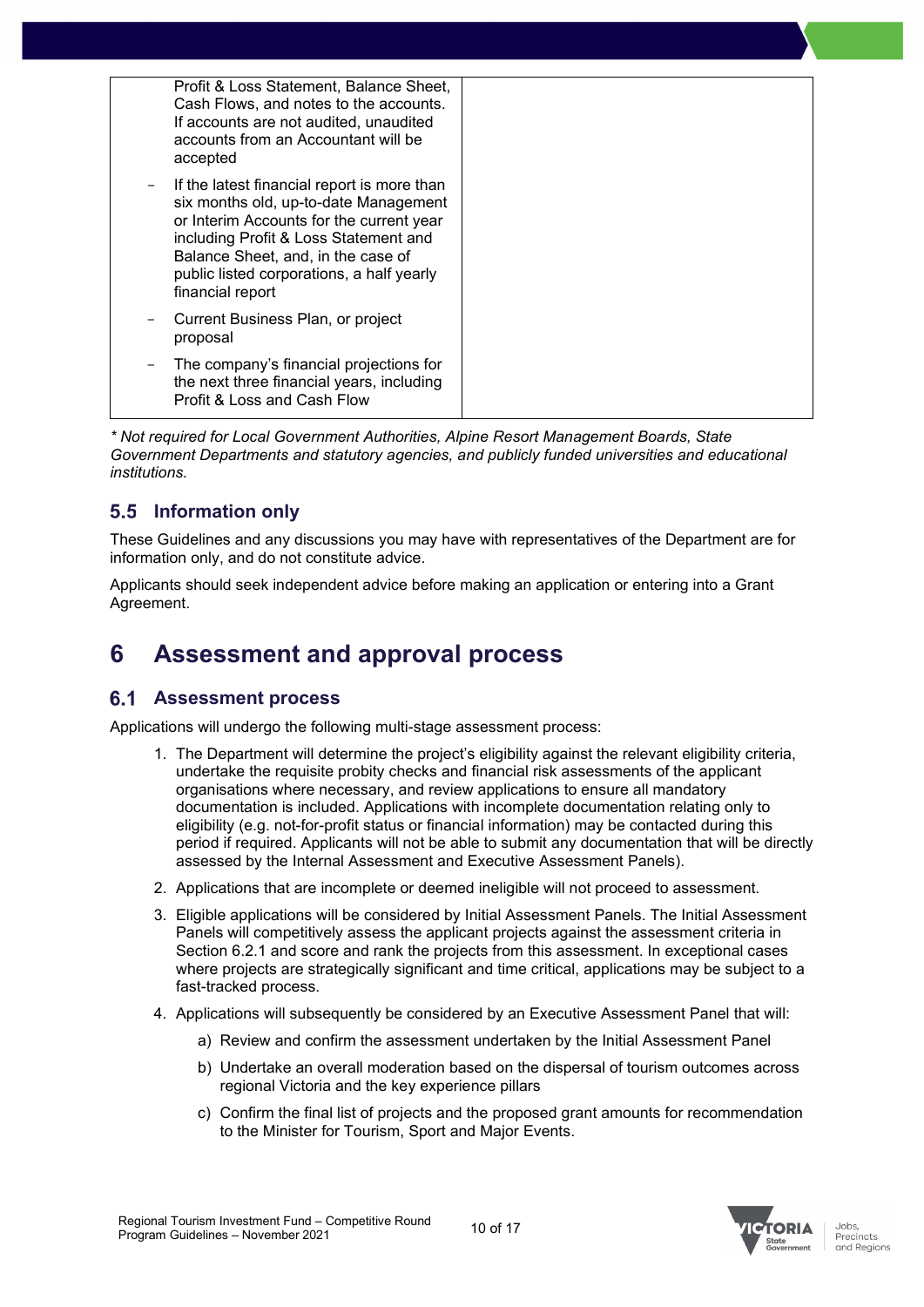| | |
|---|---|
| Profit & Loss Statement, Balance Sheet, Cash Flows, and notes to the accounts. If accounts are not audited, unaudited accounts from an Accountant will be accepted<br>– If the latest financial report is more than six months old, up-to-date Management or Interim Accounts for the current year including Profit & Loss Statement and Balance Sheet, and, in the case of public listed corporations, a half yearly financial report<br>– Current Business Plan, or project proposal<br>– The company's financial projections for the next three financial years, including Profit & Loss and Cash Flow | |

*\* Not required for Local Government Authorities, Alpine Resort Management Boards, State Government Departments and statutory agencies, and publicly funded universities and educational institutions.*

## 5.5 Information only

These Guidelines and any discussions you may have with representatives of the Department are for information only, and do not constitute advice.

Applicants should seek independent advice before making an application or entering into a Grant Agreement.

# 6 Assessment and approval process

## 6.1 Assessment process

Applications will undergo the following multi-stage assessment process:

1. The Department will determine the project's eligibility against the relevant eligibility criteria, undertake the requisite probity checks and financial risk assessments of the applicant organisations where necessary, and review applications to ensure all mandatory documentation is included. Applications with incomplete documentation relating only to eligibility (e.g. not-for-profit status or financial information) may be contacted during this period if required. Applicants will not be able to submit any documentation that will be directly assessed by the Internal Assessment and Executive Assessment Panels).
2. Applications that are incomplete or deemed ineligible will not proceed to assessment.
3. Eligible applications will be considered by Initial Assessment Panels. The Initial Assessment Panels will competitively assess the applicant projects against the assessment criteria in Section 6.2.1 and score and rank the projects from this assessment. In exceptional cases where projects are strategically significant and time critical, applications may be subject to a fast-tracked process.
4. Applications will subsequently be considered by an Executive Assessment Panel that will:
    a) Review and confirm the assessment undertaken by the Initial Assessment Panel
    b) Undertake an overall moderation based on the dispersal of tourism outcomes across regional Victoria and the key experience pillars
    c) Confirm the final list of projects and the proposed grant amounts for recommendation to the Minister for Tourism, Sport and Major Events.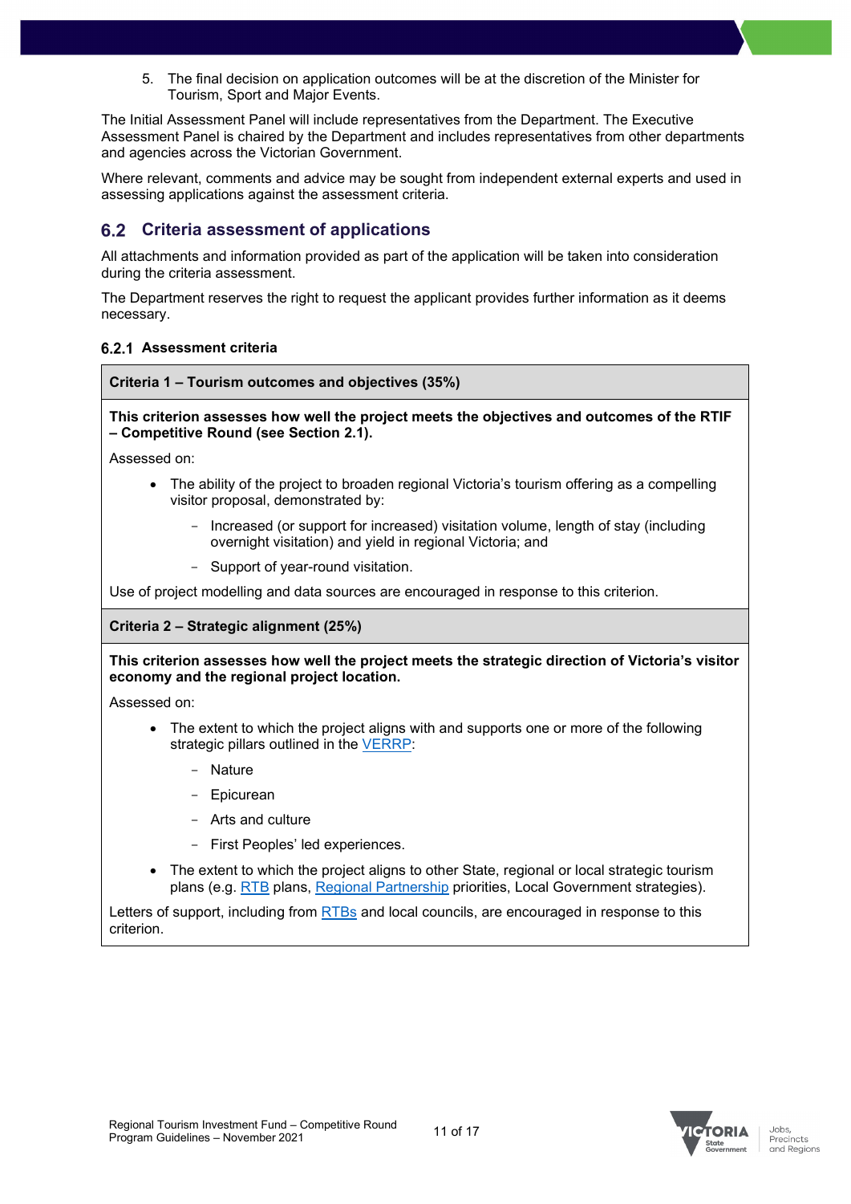5. The final decision on application outcomes will be at the discretion of the Minister for Tourism, Sport and Major Events.

The Initial Assessment Panel will include representatives from the Department. The Executive Assessment Panel is chaired by the Department and includes representatives from other departments and agencies across the Victorian Government.

Where relevant, comments and advice may be sought from independent external experts and used in assessing applications against the assessment criteria.

## 6.2 Criteria assessment of applications

All attachments and information provided as part of the application will be taken into consideration during the criteria assessment.

The Department reserves the right to request the applicant provides further information as it deems necessary.

### 6.2.1 Assessment criteria

**Criteria 1 – Tourism outcomes and objectives (35%)**

**This criterion assesses how well the project meets the objectives and outcomes of the RTIF – Competitive Round (see Section 2.1).**

Assessed on:

- The ability of the project to broaden regional Victoria's tourism offering as a compelling visitor proposal, demonstrated by:
  - Increased (or support for increased) visitation volume, length of stay (including overnight visitation) and yield in regional Victoria; and
  - Support of year-round visitation.

Use of project modelling and data sources are encouraged in response to this criterion.

**Criteria 2 – Strategic alignment (25%)**

**This criterion assesses how well the project meets the strategic direction of Victoria's visitor economy and the regional project location.**

Assessed on:

- The extent to which the project aligns with and supports one or more of the following strategic pillars outlined in the VERRP:
  - Nature
  - Epicurean
  - Arts and culture
  - First Peoples' led experiences.
- The extent to which the project aligns to other State, regional or local strategic tourism plans (e.g. RTB plans, Regional Partnership priorities, Local Government strategies).

Letters of support, including from RTBs and local councils, are encouraged in response to this criterion.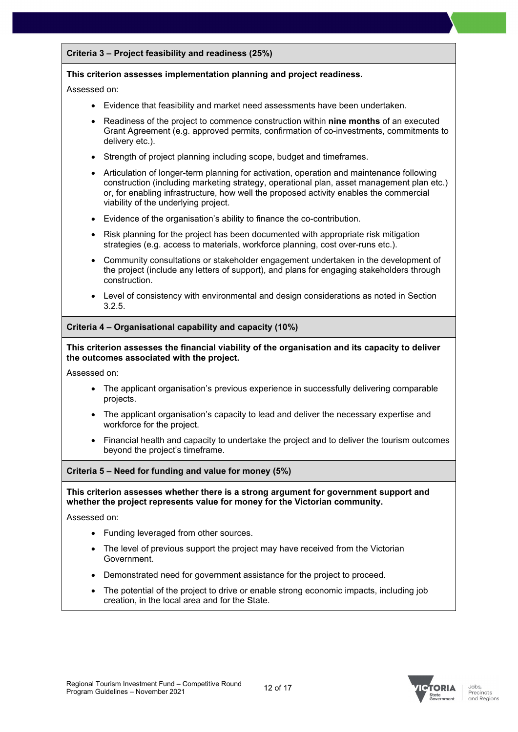### Criteria 3 – Project feasibility and readiness (25%)

**This criterion assesses implementation planning and project readiness.**

Assessed on:

- Evidence that feasibility and market need assessments have been undertaken.
- Readiness of the project to commence construction within **nine months** of an executed Grant Agreement (e.g. approved permits, confirmation of co-investments, commitments to delivery etc.).
- Strength of project planning including scope, budget and timeframes.
- Articulation of longer-term planning for activation, operation and maintenance following construction (including marketing strategy, operational plan, asset management plan etc.) or, for enabling infrastructure, how well the proposed activity enables the commercial viability of the underlying project.
- Evidence of the organisation's ability to finance the co-contribution.
- Risk planning for the project has been documented with appropriate risk mitigation strategies (e.g. access to materials, workforce planning, cost over-runs etc.).
- Community consultations or stakeholder engagement undertaken in the development of the project (include any letters of support), and plans for engaging stakeholders through construction.
- Level of consistency with environmental and design considerations as noted in Section 3.2.5.

### Criteria 4 – Organisational capability and capacity (10%)

**This criterion assesses the financial viability of the organisation and its capacity to deliver the outcomes associated with the project.**

Assessed on:

- The applicant organisation's previous experience in successfully delivering comparable projects.
- The applicant organisation's capacity to lead and deliver the necessary expertise and workforce for the project.
- Financial health and capacity to undertake the project and to deliver the tourism outcomes beyond the project's timeframe.

### Criteria 5 – Need for funding and value for money (5%)

**This criterion assesses whether there is a strong argument for government support and whether the project represents value for money for the Victorian community.**

Assessed on:

- Funding leveraged from other sources.
- The level of previous support the project may have received from the Victorian Government.
- Demonstrated need for government assistance for the project to proceed.
- The potential of the project to drive or enable strong economic impacts, including job creation, in the local area and for the State.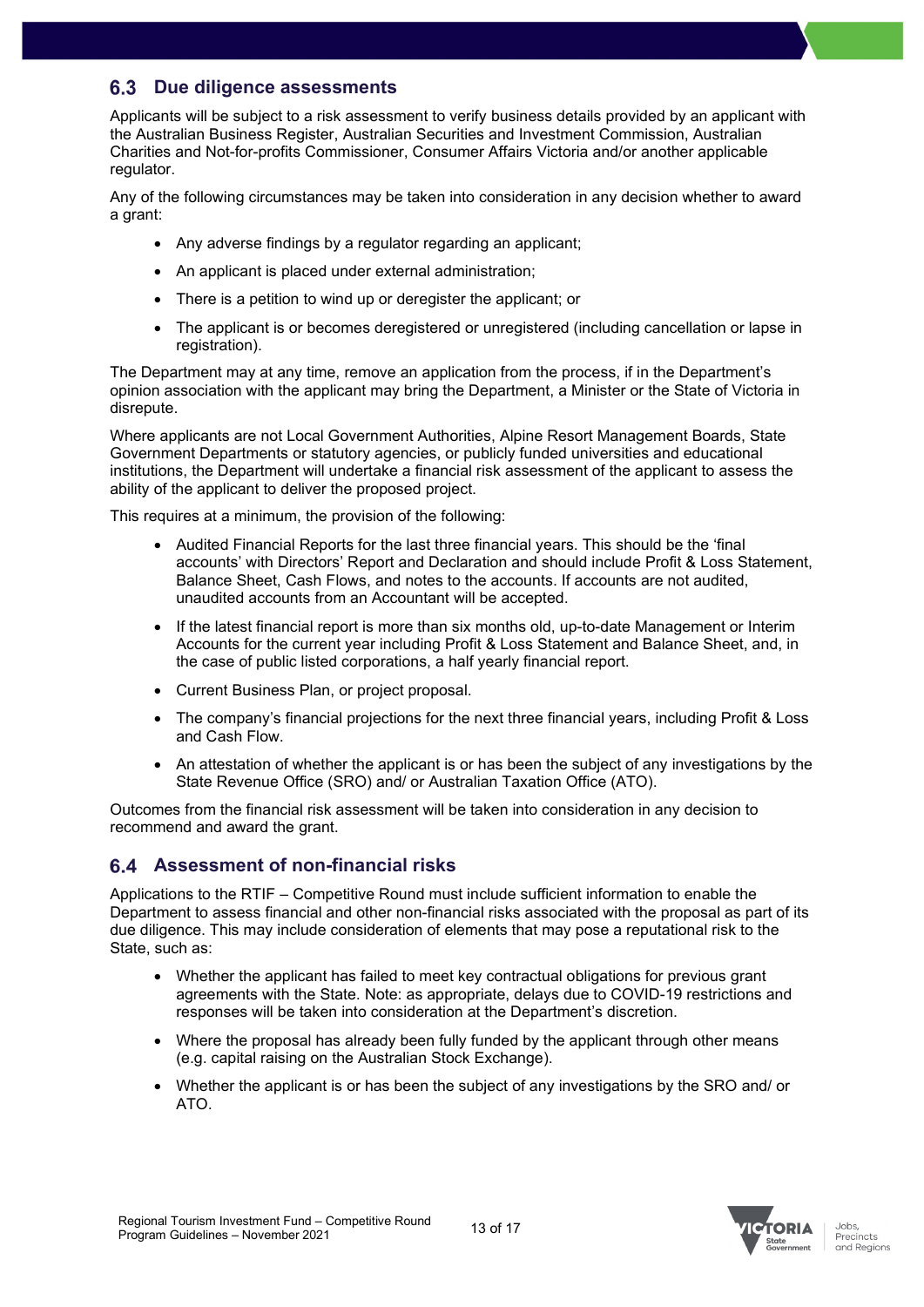## 6.3 Due diligence assessments

Applicants will be subject to a risk assessment to verify business details provided by an applicant with the Australian Business Register, Australian Securities and Investment Commission, Australian Charities and Not-for-profits Commissioner, Consumer Affairs Victoria and/or another applicable regulator.

Any of the following circumstances may be taken into consideration in any decision whether to award a grant:

- Any adverse findings by a regulator regarding an applicant;
- An applicant is placed under external administration;
- There is a petition to wind up or deregister the applicant; or
- The applicant is or becomes deregistered or unregistered (including cancellation or lapse in registration).

The Department may at any time, remove an application from the process, if in the Department's opinion association with the applicant may bring the Department, a Minister or the State of Victoria in disrepute.

Where applicants are not Local Government Authorities, Alpine Resort Management Boards, State Government Departments or statutory agencies, or publicly funded universities and educational institutions, the Department will undertake a financial risk assessment of the applicant to assess the ability of the applicant to deliver the proposed project.

This requires at a minimum, the provision of the following:

- Audited Financial Reports for the last three financial years. This should be the 'final accounts' with Directors' Report and Declaration and should include Profit & Loss Statement, Balance Sheet, Cash Flows, and notes to the accounts. If accounts are not audited, unaudited accounts from an Accountant will be accepted.
- If the latest financial report is more than six months old, up-to-date Management or Interim Accounts for the current year including Profit & Loss Statement and Balance Sheet, and, in the case of public listed corporations, a half yearly financial report.
- Current Business Plan, or project proposal.
- The company's financial projections for the next three financial years, including Profit & Loss and Cash Flow.
- An attestation of whether the applicant is or has been the subject of any investigations by the State Revenue Office (SRO) and/ or Australian Taxation Office (ATO).

Outcomes from the financial risk assessment will be taken into consideration in any decision to recommend and award the grant.

## 6.4 Assessment of non-financial risks

Applications to the RTIF – Competitive Round must include sufficient information to enable the Department to assess financial and other non-financial risks associated with the proposal as part of its due diligence. This may include consideration of elements that may pose a reputational risk to the State, such as:

- Whether the applicant has failed to meet key contractual obligations for previous grant agreements with the State. Note: as appropriate, delays due to COVID-19 restrictions and responses will be taken into consideration at the Department's discretion.
- Where the proposal has already been fully funded by the applicant through other means (e.g. capital raising on the Australian Stock Exchange).
- Whether the applicant is or has been the subject of any investigations by the SRO and/ or ATO.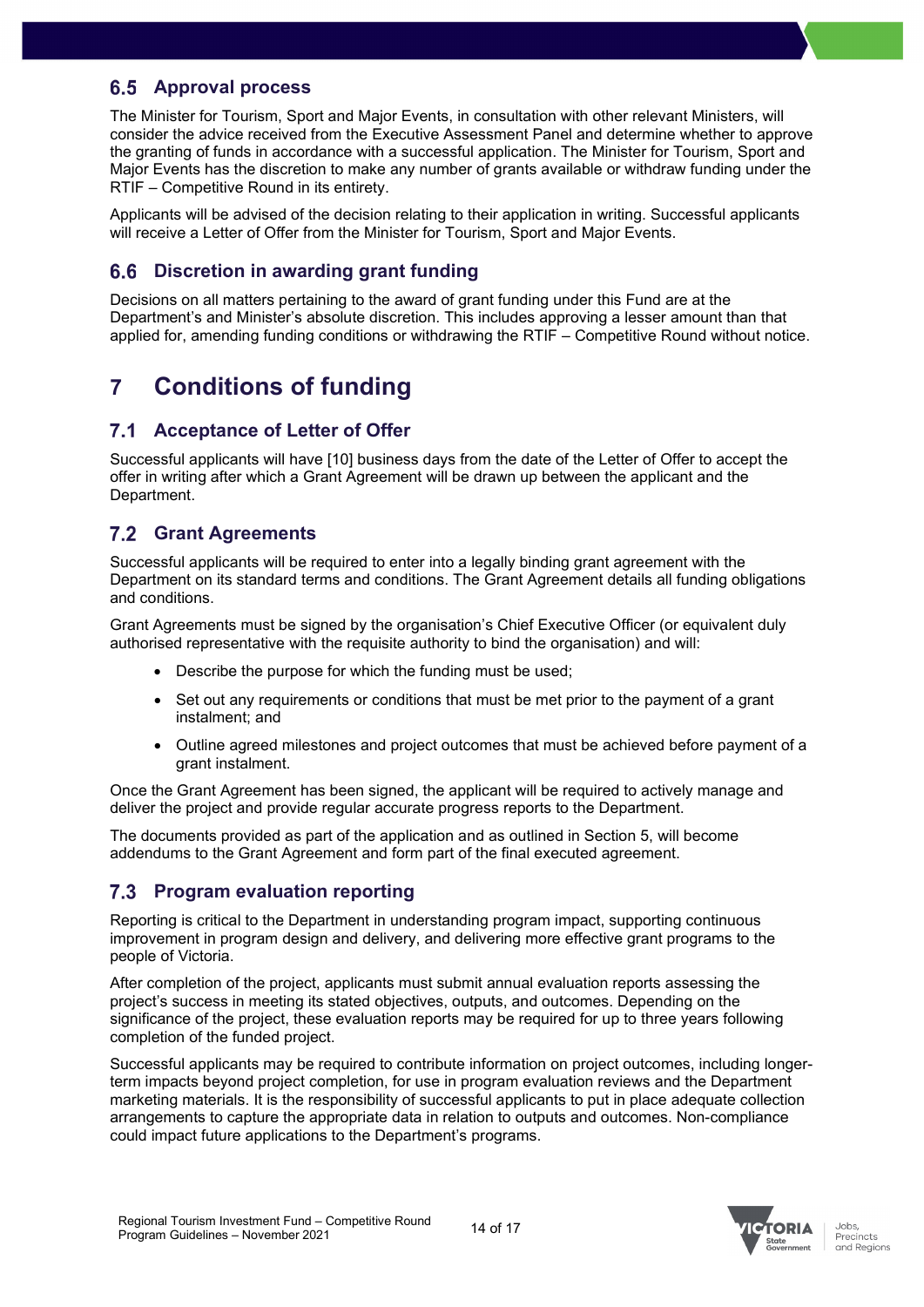### 6.5 Approval process

The Minister for Tourism, Sport and Major Events, in consultation with other relevant Ministers, will consider the advice received from the Executive Assessment Panel and determine whether to approve the granting of funds in accordance with a successful application. The Minister for Tourism, Sport and Major Events has the discretion to make any number of grants available or withdraw funding under the RTIF – Competitive Round in its entirety.

Applicants will be advised of the decision relating to their application in writing. Successful applicants will receive a Letter of Offer from the Minister for Tourism, Sport and Major Events.

### 6.6 Discretion in awarding grant funding

Decisions on all matters pertaining to the award of grant funding under this Fund are at the Department's and Minister's absolute discretion. This includes approving a lesser amount than that applied for, amending funding conditions or withdrawing the RTIF – Competitive Round without notice.

## 7 Conditions of funding

### 7.1 Acceptance of Letter of Offer

Successful applicants will have [10] business days from the date of the Letter of Offer to accept the offer in writing after which a Grant Agreement will be drawn up between the applicant and the Department.

### 7.2 Grant Agreements

Successful applicants will be required to enter into a legally binding grant agreement with the Department on its standard terms and conditions. The Grant Agreement details all funding obligations and conditions.

Grant Agreements must be signed by the organisation's Chief Executive Officer (or equivalent duly authorised representative with the requisite authority to bind the organisation) and will:

- Describe the purpose for which the funding must be used;
- Set out any requirements or conditions that must be met prior to the payment of a grant instalment; and
- Outline agreed milestones and project outcomes that must be achieved before payment of a grant instalment.

Once the Grant Agreement has been signed, the applicant will be required to actively manage and deliver the project and provide regular accurate progress reports to the Department.

The documents provided as part of the application and as outlined in Section 5, will become addendums to the Grant Agreement and form part of the final executed agreement.

### 7.3 Program evaluation reporting

Reporting is critical to the Department in understanding program impact, supporting continuous improvement in program design and delivery, and delivering more effective grant programs to the people of Victoria.

After completion of the project, applicants must submit annual evaluation reports assessing the project's success in meeting its stated objectives, outputs, and outcomes. Depending on the significance of the project, these evaluation reports may be required for up to three years following completion of the funded project.

Successful applicants may be required to contribute information on project outcomes, including longer-term impacts beyond project completion, for use in program evaluation reviews and the Department marketing materials. It is the responsibility of successful applicants to put in place adequate collection arrangements to capture the appropriate data in relation to outputs and outcomes. Non-compliance could impact future applications to the Department's programs.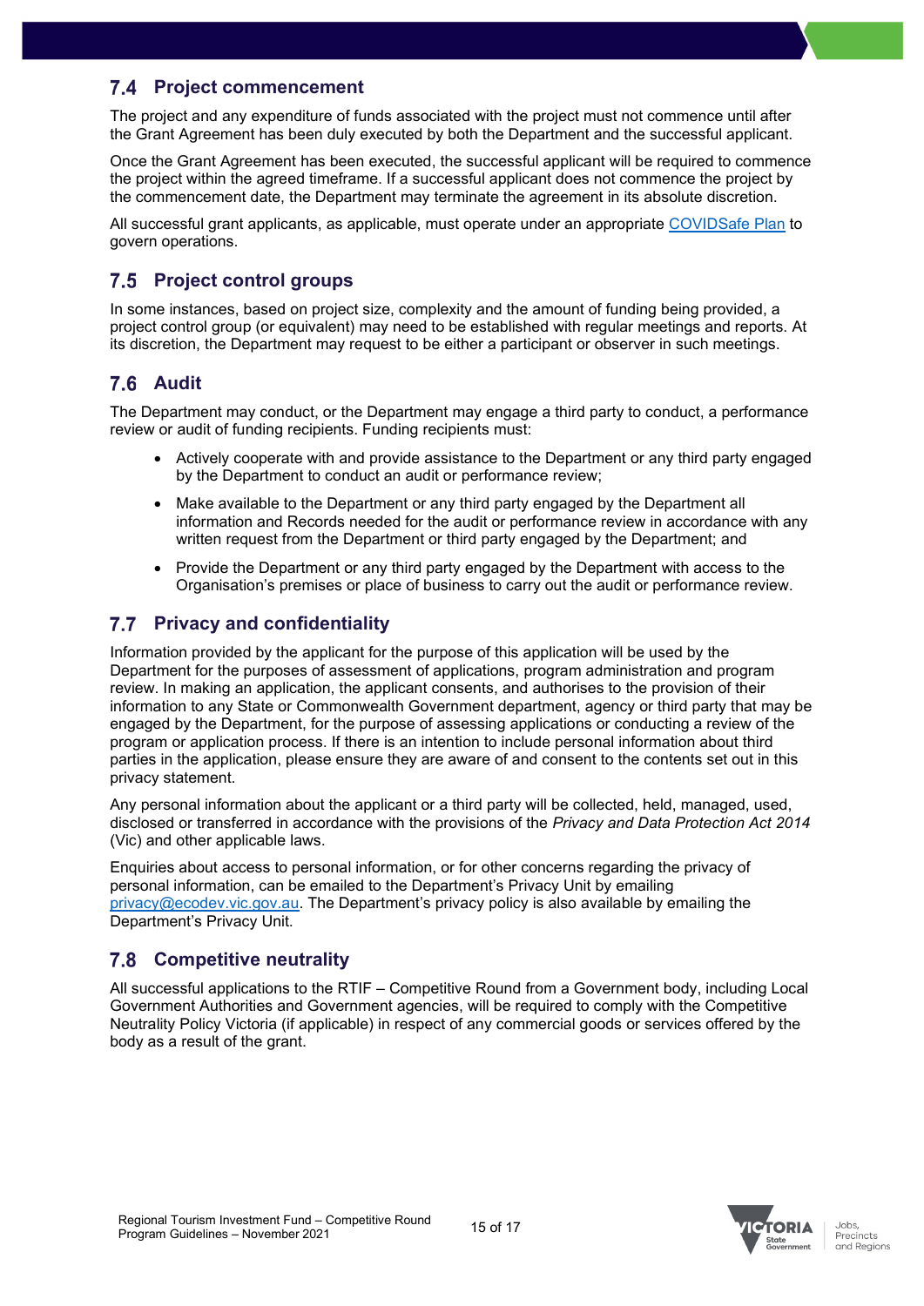## 7.4 Project commencement

The project and any expenditure of funds associated with the project must not commence until after the Grant Agreement has been duly executed by both the Department and the successful applicant.

Once the Grant Agreement has been executed, the successful applicant will be required to commence the project within the agreed timeframe. If a successful applicant does not commence the project by the commencement date, the Department may terminate the agreement in its absolute discretion.

All successful grant applicants, as applicable, must operate under an appropriate COVIDSafe Plan to govern operations.

## 7.5 Project control groups

In some instances, based on project size, complexity and the amount of funding being provided, a project control group (or equivalent) may need to be established with regular meetings and reports. At its discretion, the Department may request to be either a participant or observer in such meetings.

## 7.6 Audit

The Department may conduct, or the Department may engage a third party to conduct, a performance review or audit of funding recipients. Funding recipients must:

- Actively cooperate with and provide assistance to the Department or any third party engaged by the Department to conduct an audit or performance review;
- Make available to the Department or any third party engaged by the Department all information and Records needed for the audit or performance review in accordance with any written request from the Department or third party engaged by the Department; and
- Provide the Department or any third party engaged by the Department with access to the Organisation's premises or place of business to carry out the audit or performance review.

## 7.7 Privacy and confidentiality

Information provided by the applicant for the purpose of this application will be used by the Department for the purposes of assessment of applications, program administration and program review. In making an application, the applicant consents, and authorises to the provision of their information to any State or Commonwealth Government department, agency or third party that may be engaged by the Department, for the purpose of assessing applications or conducting a review of the program or application process. If there is an intention to include personal information about third parties in the application, please ensure they are aware of and consent to the contents set out in this privacy statement.

Any personal information about the applicant or a third party will be collected, held, managed, used, disclosed or transferred in accordance with the provisions of the *Privacy and Data Protection Act 2014* (Vic) and other applicable laws.

Enquiries about access to personal information, or for other concerns regarding the privacy of personal information, can be emailed to the Department's Privacy Unit by emailing privacy@ecodev.vic.gov.au. The Department's privacy policy is also available by emailing the Department's Privacy Unit.

## 7.8 Competitive neutrality

All successful applications to the RTIF – Competitive Round from a Government body, including Local Government Authorities and Government agencies, will be required to comply with the Competitive Neutrality Policy Victoria (if applicable) in respect of any commercial goods or services offered by the body as a result of the grant.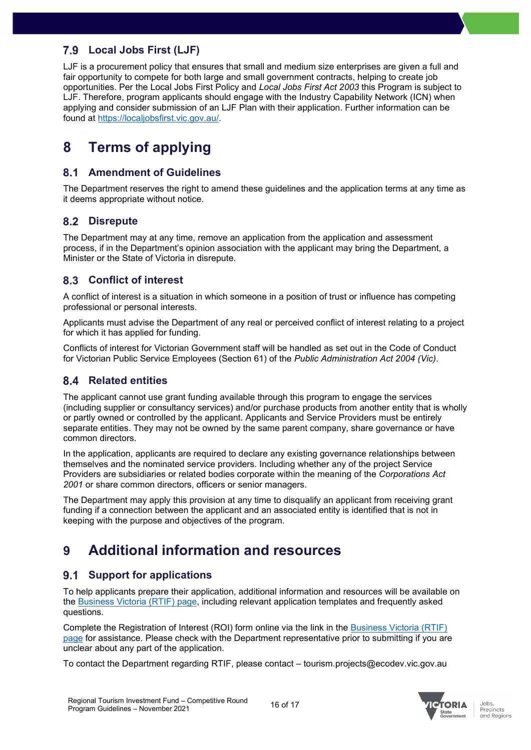### 7.9 Local Jobs First (LJF)

LJF is a procurement policy that ensures that small and medium size enterprises are given a full and fair opportunity to compete for both large and small government contracts, helping to create job opportunities. Per the Local Jobs First Policy and *Local Jobs First Act 2003* this Program is subject to LJF. Therefore, program applicants should engage with the Industry Capability Network (ICN) when applying and consider submission of an LJF Plan with their application. Further information can be found at [https://localjobsfirst.vic.gov.au/](https://localjobsfirst.vic.gov.au/).

## 8 Terms of applying

### 8.1 Amendment of Guidelines

The Department reserves the right to amend these guidelines and the application terms at any time as it deems appropriate without notice.

### 8.2 Disrepute

The Department may at any time, remove an application from the application and assessment process, if in the Department's opinion association with the applicant may bring the Department, a Minister or the State of Victoria in disrepute.

### 8.3 Conflict of interest

A conflict of interest is a situation in which someone in a position of trust or influence has competing professional or personal interests.

Applicants must advise the Department of any real or perceived conflict of interest relating to a project for which it has applied for funding.

Conflicts of interest for Victorian Government staff will be handled as set out in the Code of Conduct for Victorian Public Service Employees (Section 61) of the *Public Administration Act 2004 (Vic)*.

### 8.4 Related entities

The applicant cannot use grant funding available through this program to engage the services (including supplier or consultancy services) and/or purchase products from another entity that is wholly or partly owned or controlled by the applicant. Applicants and Service Providers must be entirely separate entities. They may not be owned by the same parent company, share governance or have common directors.

In the application, applicants are required to declare any existing governance relationships between themselves and the nominated service providers. Including whether any of the project Service Providers are subsidiaries or related bodies corporate within the meaning of the *Corporations Act 2001* or share common directors, officers or senior managers.

The Department may apply this provision at any time to disqualify an applicant from receiving grant funding if a connection between the applicant and an associated entity is identified that is not in keeping with the purpose and objectives of the program.

## 9 Additional information and resources

### 9.1 Support for applications

To help applicants prepare their application, additional information and resources will be available on the Business Victoria (RTIF) page, including relevant application templates and frequently asked questions.

Complete the Registration of Interest (ROI) form online via the link in the Business Victoria (RTIF) page for assistance. Please check with the Department representative prior to submitting if you are unclear about any part of the application.

To contact the Department regarding RTIF, please contact – tourism.projects@ecodev.vic.gov.au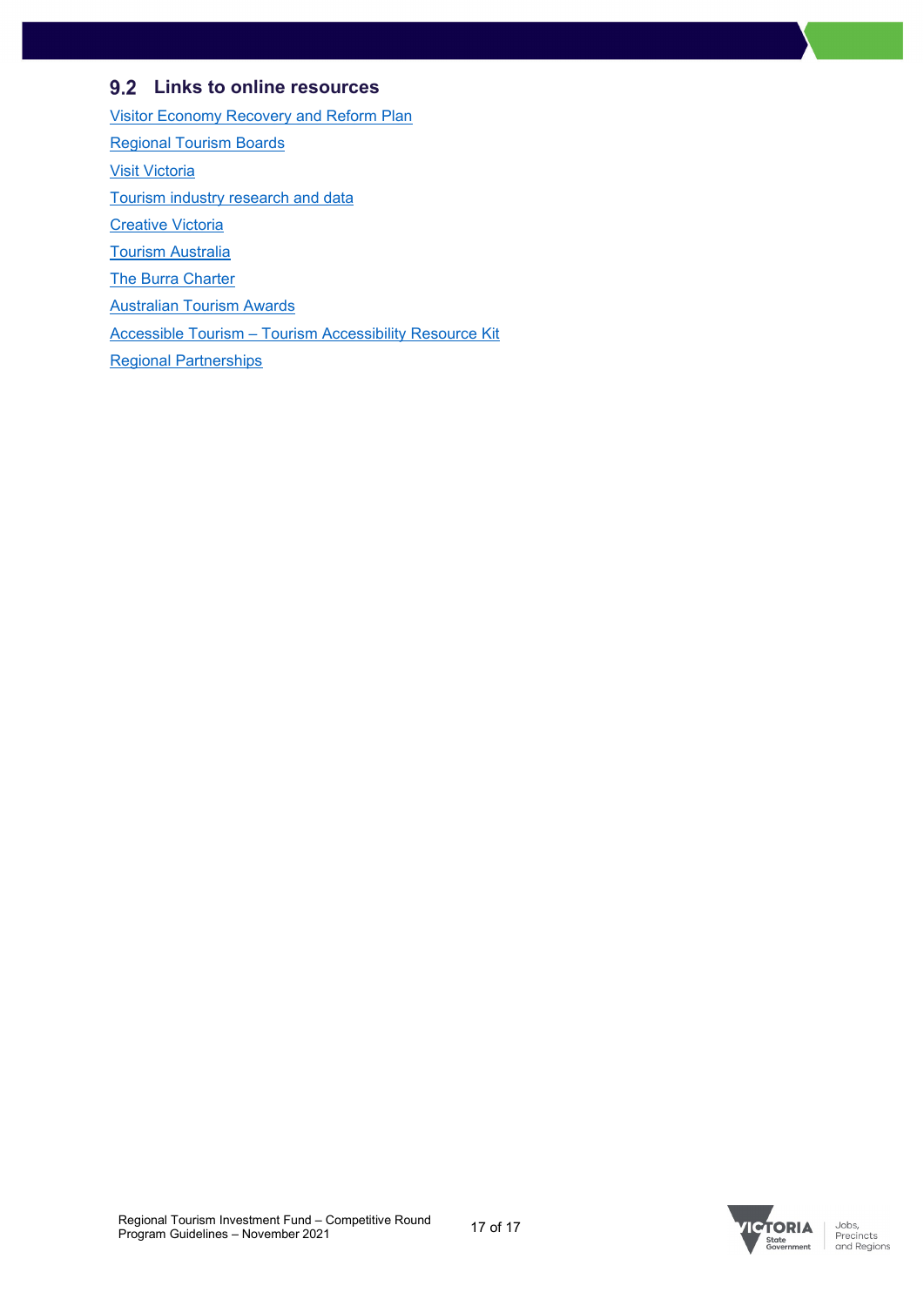## 9.2 Links to online resources

Visitor Economy Recovery and Reform Plan

Regional Tourism Boards

Visit Victoria

Tourism industry research and data

Creative Victoria

Tourism Australia

The Burra Charter

Australian Tourism Awards

Accessible Tourism – Tourism Accessibility Resource Kit

Regional Partnerships